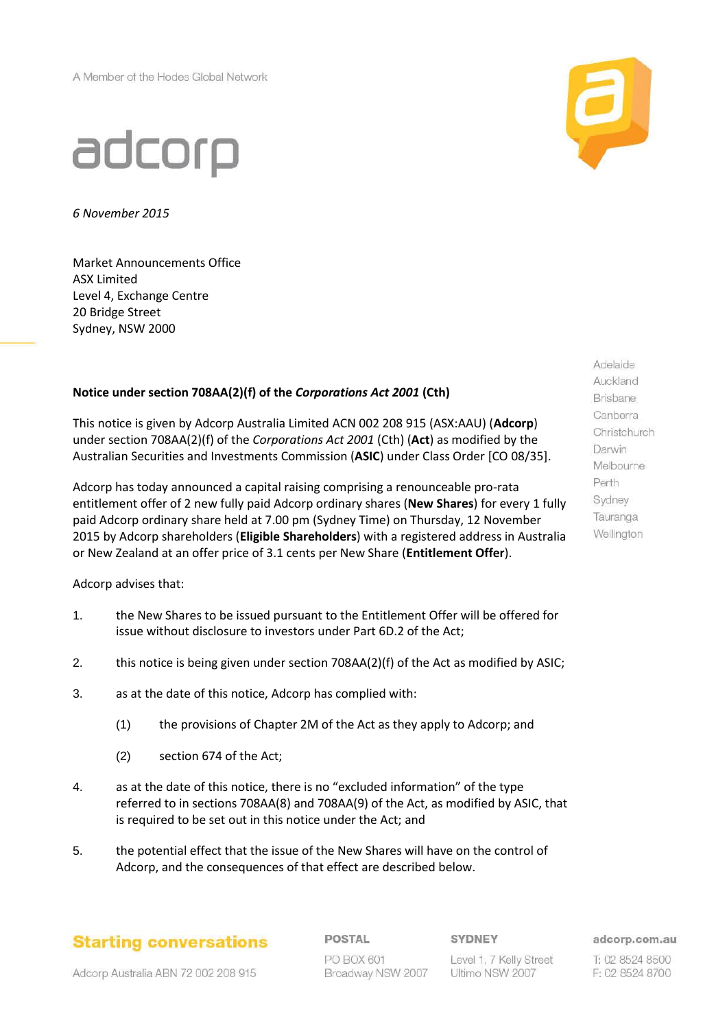A Member of the Hodes Global Network

adcorp

*6 November 2015*

Market Announcements Office
ASX Limited
Level 4, Exchange Centre
20 Bridge Street
Sydney, NSW 2000

Adelaide
Auckland
Brisbane
Canberra
Christchurch
Darwin
Melbourne
Perth
Sydney
Tauranga
Wellington

**Notice under section 708AA(2)(f) of the *Corporations Act 2001* (Cth)**

This notice is given by Adcorp Australia Limited ACN 002 208 915 (ASX:AAU) (**Adcorp**) under section 708AA(2)(f) of the *Corporations Act 2001* (Cth) (**Act**) as modified by the Australian Securities and Investments Commission (**ASIC**) under Class Order [CO 08/35].

Adcorp has today announced a capital raising comprising a renounceable pro-rata entitlement offer of 2 new fully paid Adcorp ordinary shares (**New Shares**) for every 1 fully paid Adcorp ordinary share held at 7.00 pm (Sydney Time) on Thursday, 12 November 2015 by Adcorp shareholders (**Eligible Shareholders**) with a registered address in Australia or New Zealand at an offer price of 3.1 cents per New Share (**Entitlement Offer**).

Adcorp advises that:

1. the New Shares to be issued pursuant to the Entitlement Offer will be offered for issue without disclosure to investors under Part 6D.2 of the Act;

2. this notice is being given under section 708AA(2)(f) of the Act as modified by ASIC;

3. as at the date of this notice, Adcorp has complied with:

   (1) the provisions of Chapter 2M of the Act as they apply to Adcorp; and

   (2) section 674 of the Act;

4. as at the date of this notice, there is no "excluded information" of the type referred to in sections 708AA(8) and 708AA(9) of the Act, as modified by ASIC, that is required to be set out in this notice under the Act; and

5. the potential effect that the issue of the New Shares will have on the control of Adcorp, and the consequences of that effect are described below.

**Starting conversations**

Adcorp Australia ABN 72 002 208 915

**POSTAL**
PO BOX 601
Broadway NSW 2007

**SYDNEY**
Level 1, 7 Kelly Street
Ultimo NSW 2007

**adcorp.com.au**
T: 02 8524 8500
F: 02 8524 8700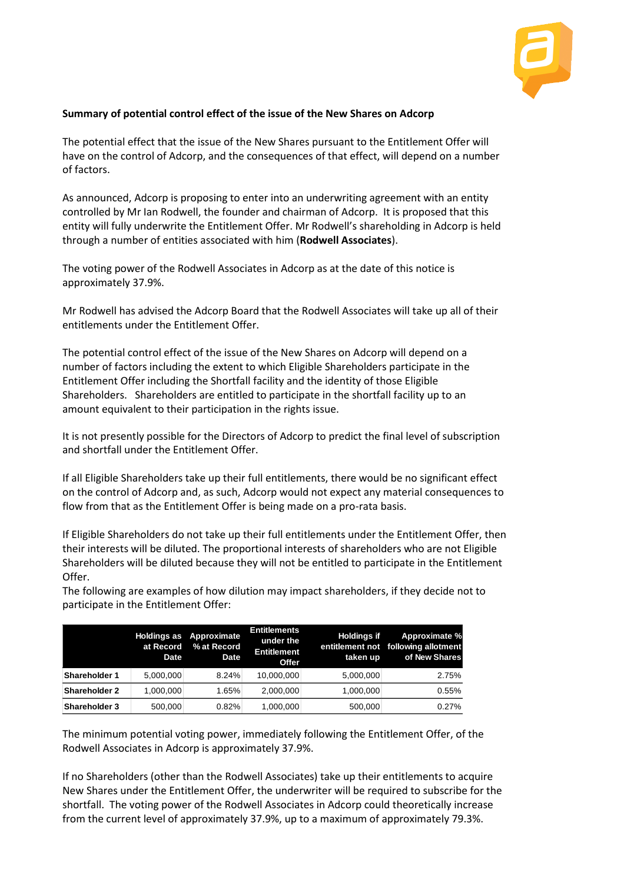**Summary of potential control effect of the issue of the New Shares on Adcorp**

The potential effect that the issue of the New Shares pursuant to the Entitlement Offer will have on the control of Adcorp, and the consequences of that effect, will depend on a number of factors.

As announced, Adcorp is proposing to enter into an underwriting agreement with an entity controlled by Mr Ian Rodwell, the founder and chairman of Adcorp. It is proposed that this entity will fully underwrite the Entitlement Offer. Mr Rodwell's shareholding in Adcorp is held through a number of entities associated with him (**Rodwell Associates**).

The voting power of the Rodwell Associates in Adcorp as at the date of this notice is approximately 37.9%.

Mr Rodwell has advised the Adcorp Board that the Rodwell Associates will take up all of their entitlements under the Entitlement Offer.

The potential control effect of the issue of the New Shares on Adcorp will depend on a number of factors including the extent to which Eligible Shareholders participate in the Entitlement Offer including the Shortfall facility and the identity of those Eligible Shareholders. Shareholders are entitled to participate in the shortfall facility up to an amount equivalent to their participation in the rights issue.

It is not presently possible for the Directors of Adcorp to predict the final level of subscription and shortfall under the Entitlement Offer.

If all Eligible Shareholders take up their full entitlements, there would be no significant effect on the control of Adcorp and, as such, Adcorp would not expect any material consequences to flow from that as the Entitlement Offer is being made on a pro-rata basis.

If Eligible Shareholders do not take up their full entitlements under the Entitlement Offer, then their interests will be diluted. The proportional interests of shareholders who are not Eligible Shareholders will be diluted because they will not be entitled to participate in the Entitlement Offer.

The following are examples of how dilution may impact shareholders, if they decide not to participate in the Entitlement Offer:

| | Holdings as at Record Date | Approximate % at Record Date | Entitlements under the Entitlement Offer | Holdings if entitlement not taken up | Approximate % following allotment of New Shares |
|---|---|---|---|---|---|
| **Shareholder 1** | 5,000,000 | 8.24% | 10,000,000 | 5,000,000 | 2.75% |
| **Shareholder 2** | 1,000,000 | 1.65% | 2,000,000 | 1,000,000 | 0.55% |
| **Shareholder 3** | 500,000 | 0.82% | 1,000,000 | 500,000 | 0.27% |

The minimum potential voting power, immediately following the Entitlement Offer, of the Rodwell Associates in Adcorp is approximately 37.9%.

If no Shareholders (other than the Rodwell Associates) take up their entitlements to acquire New Shares under the Entitlement Offer, the underwriter will be required to subscribe for the shortfall. The voting power of the Rodwell Associates in Adcorp could theoretically increase from the current level of approximately 37.9%, up to a maximum of approximately 79.3%.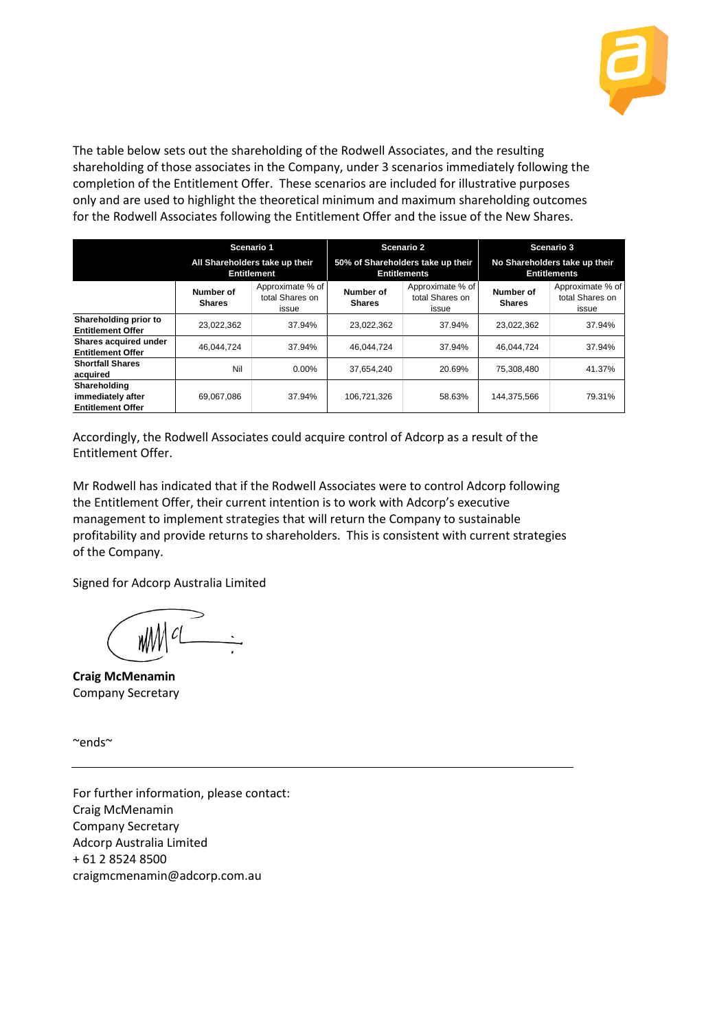The table below sets out the shareholding of the Rodwell Associates, and the resulting shareholding of those associates in the Company, under 3 scenarios immediately following the completion of the Entitlement Offer. These scenarios are included for illustrative purposes only and are used to highlight the theoretical minimum and maximum shareholding outcomes for the Rodwell Associates following the Entitlement Offer and the issue of the New Shares.

| | Scenario 1 All Shareholders take up their Entitlement | | Scenario 2 50% of Shareholders take up their Entitlements | | Scenario 3 No Shareholders take up their Entitlements | |
|---|---|---|---|---|---|---|
| | **Number of Shares** | Approximate % of total Shares on issue | **Number of Shares** | Approximate % of total Shares on issue | **Number of Shares** | Approximate % of total Shares on issue |
| **Shareholding prior to Entitlement Offer** | 23,022,362 | 37.94% | 23,022,362 | 37.94% | 23,022,362 | 37.94% |
| **Shares acquired under Entitlement Offer** | 46,044,724 | 37.94% | 46,044,724 | 37.94% | 46,044,724 | 37.94% |
| **Shortfall Shares acquired** | Nil | 0.00% | 37,654,240 | 20.69% | 75,308,480 | 41.37% |
| **Shareholding immediately after Entitlement Offer** | 69,067,086 | 37.94% | 106,721,326 | 58.63% | 144,375,566 | 79.31% |

Accordingly, the Rodwell Associates could acquire control of Adcorp as a result of the Entitlement Offer.

Mr Rodwell has indicated that if the Rodwell Associates were to control Adcorp following the Entitlement Offer, their current intention is to work with Adcorp's executive management to implement strategies that will return the Company to sustainable profitability and provide returns to shareholders. This is consistent with current strategies of the Company.

Signed for Adcorp Australia Limited

**Craig McMenamin**
Company Secretary

~ends~

---

For further information, please contact:
Craig McMenamin
Company Secretary
Adcorp Australia Limited
+ 61 2 8524 8500
craigmcmenamin@adcorp.com.au